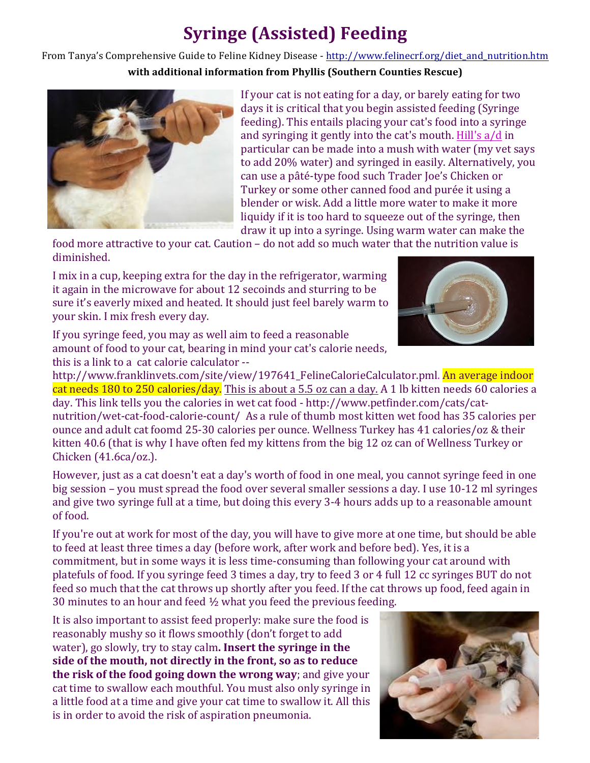# Syringe (Assisted) Feeding

From Tanya's Comprehensive Guide to Feline Kidney Disease - http://www.felinecrf.org/diet_and_nutrition.htm

**with additional information from Phyllis (Southern Counties Rescue)**

If your cat is not eating for a day, or barely eating for two days it is critical that you begin assisted feeding (Syringe feeding). This entails placing your cat's food into a syringe and syringing it gently into the cat's mouth. Hill's a/d in particular can be made into a mush with water (my vet says to add 20% water) and syringed in easily. Alternatively, you can use a pâté-type food such Trader Joe's Chicken or Turkey or some other canned food and purée it using a blender or wisk. Add a little more water to make it more liquidy if it is too hard to squeeze out of the syringe, then draw it up into a syringe. Using warm water can make the food more attractive to your cat. Caution – do not add so much water that the nutrition value is diminished.

I mix in a cup, keeping extra for the day in the refrigerator, warming it again in the microwave for about 12 secoinds and sturring to be sure it's eaverly mixed and heated. It should just feel barely warm to your skin. I mix fresh every day.

If you syringe feed, you may as well aim to feed a reasonable amount of food to your cat, bearing in mind your cat's calorie needs, this is a link to a cat calorie calculator -- http://www.franklinvets.com/site/view/197641_FelineCalorieCalculator.pml. An average indoor cat needs 180 to 250 calories/day. This is about a 5.5 oz can a day. A 1 lb kitten needs 60 calories a day. This link tells you the calories in wet cat food - http://www.petfinder.com/cats/cat-nutrition/wet-cat-food-calorie-count/ As a rule of thumb most kitten wet food has 35 calories per ounce and adult cat foomd 25-30 calories per ounce. Wellness Turkey has 41 calories/oz & their kitten 40.6 (that is why I have often fed my kittens from the big 12 oz can of Wellness Turkey or Chicken (41.6ca/oz.).

However, just as a cat doesn't eat a day's worth of food in one meal, you cannot syringe feed in one big session – you must spread the food over several smaller sessions a day. I use 10-12 ml syringes and give two syringe full at a time, but doing this every 3-4 hours adds up to a reasonable amount of food.

If you're out at work for most of the day, you will have to give more at one time, but should be able to feed at least three times a day (before work, after work and before bed). Yes, it is a commitment, but in some ways it is less time-consuming than following your cat around with platefuls of food. If you syringe feed 3 times a day, try to feed 3 or 4 full 12 cc syringes BUT do not feed so much that the cat throws up shortly after you feed. If the cat throws up food, feed again in 30 minutes to an hour and feed ½ what you feed the previous feeding.

It is also important to assist feed properly: make sure the food is reasonably mushy so it flows smoothly (don't forget to add water), go slowly, try to stay calm**. Insert the syringe in the side of the mouth, not directly in the front, so as to reduce the risk of the food going down the wrong way**; and give your cat time to swallow each mouthful. You must also only syringe in a little food at a time and give your cat time to swallow it. All this is in order to avoid the risk of aspiration pneumonia.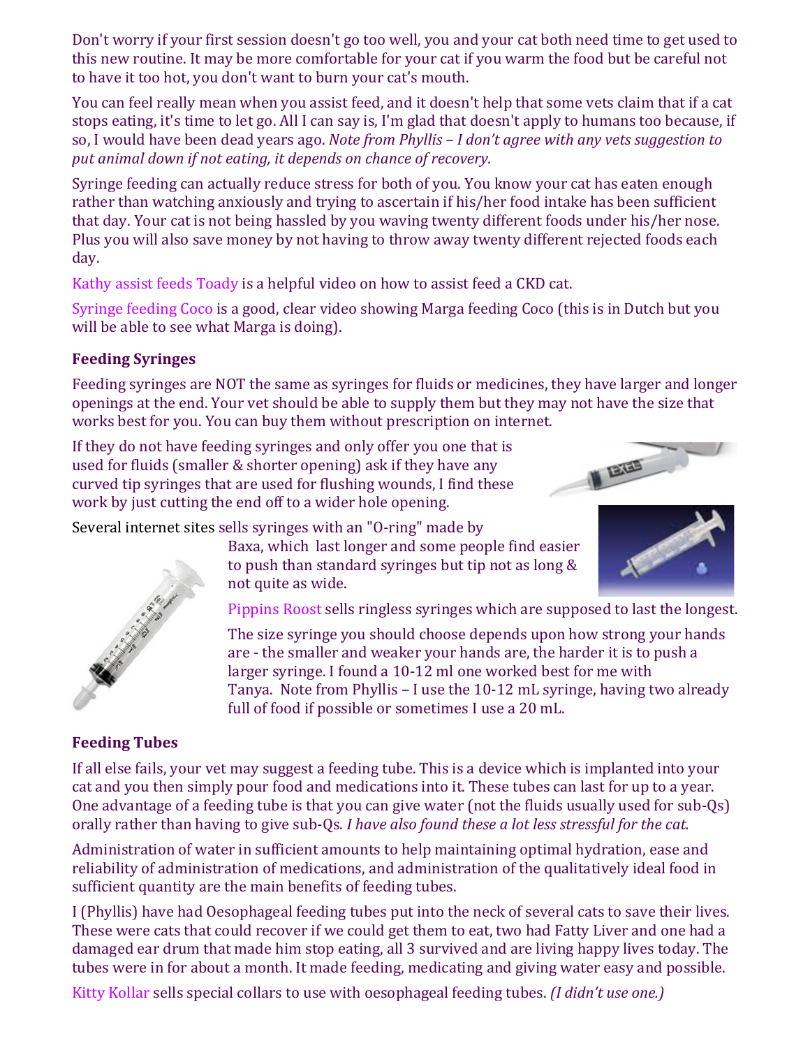Don't worry if your first session doesn't go too well, you and your cat both need time to get used to this new routine. It may be more comfortable for your cat if you warm the food but be careful not to have it too hot, you don't want to burn your cat's mouth.

You can feel really mean when you assist feed, and it doesn't help that some vets claim that if a cat stops eating, it's time to let go. All I can say is, I'm glad that doesn't apply to humans too because, if so, I would have been dead years ago. *Note from Phyllis – I don't agree with any vets suggestion to put animal down if not eating, it depends on chance of recovery.*

Syringe feeding can actually reduce stress for both of you. You know your cat has eaten enough rather than watching anxiously and trying to ascertain if his/her food intake has been sufficient that day. Your cat is not being hassled by you waving twenty different foods under his/her nose. Plus you will also save money by not having to throw away twenty different rejected foods each day.

Kathy assist feeds Toady is a helpful video on how to assist feed a CKD cat.

Syringe feeding Coco is a good, clear video showing Marga feeding Coco (this is in Dutch but you will be able to see what Marga is doing).

**Feeding Syringes**

Feeding syringes are NOT the same as syringes for fluids or medicines, they have larger and longer openings at the end. Your vet should be able to supply them but they may not have the size that works best for you. You can buy them without prescription on internet.

If they do not have feeding syringes and only offer you one that is used for fluids (smaller & shorter opening) ask if they have any curved tip syringes that are used for flushing wounds, I find these work by just cutting the end off to a wider hole opening.

Several internet sites sells syringes with an "O-ring" made by Baxa, which last longer and some people find easier to push than standard syringes but tip not as long & not quite as wide.

Pippins Roost sells ringless syringes which are supposed to last the longest.

The size syringe you should choose depends upon how strong your hands are - the smaller and weaker your hands are, the harder it is to push a larger syringe. I found a 10-12 ml one worked best for me with Tanya. Note from Phyllis – I use the 10-12 mL syringe, having two already full of food if possible or sometimes I use a 20 mL.

**Feeding Tubes**

If all else fails, your vet may suggest a feeding tube. This is a device which is implanted into your cat and you then simply pour food and medications into it. These tubes can last for up to a year. One advantage of a feeding tube is that you can give water (not the fluids usually used for sub-Qs) orally rather than having to give sub-Qs. *I have also found these a lot less stressful for the cat.*

Administration of water in sufficient amounts to help maintaining optimal hydration, ease and reliability of administration of medications, and administration of the qualitatively ideal food in sufficient quantity are the main benefits of feeding tubes.

I (Phyllis) have had Oesophageal feeding tubes put into the neck of several cats to save their lives. These were cats that could recover if we could get them to eat, two had Fatty Liver and one had a damaged ear drum that made him stop eating, all 3 survived and are living happy lives today. The tubes were in for about a month. It made feeding, medicating and giving water easy and possible.

Kitty Kollar sells special collars to use with oesophageal feeding tubes. *(I didn't use one.)*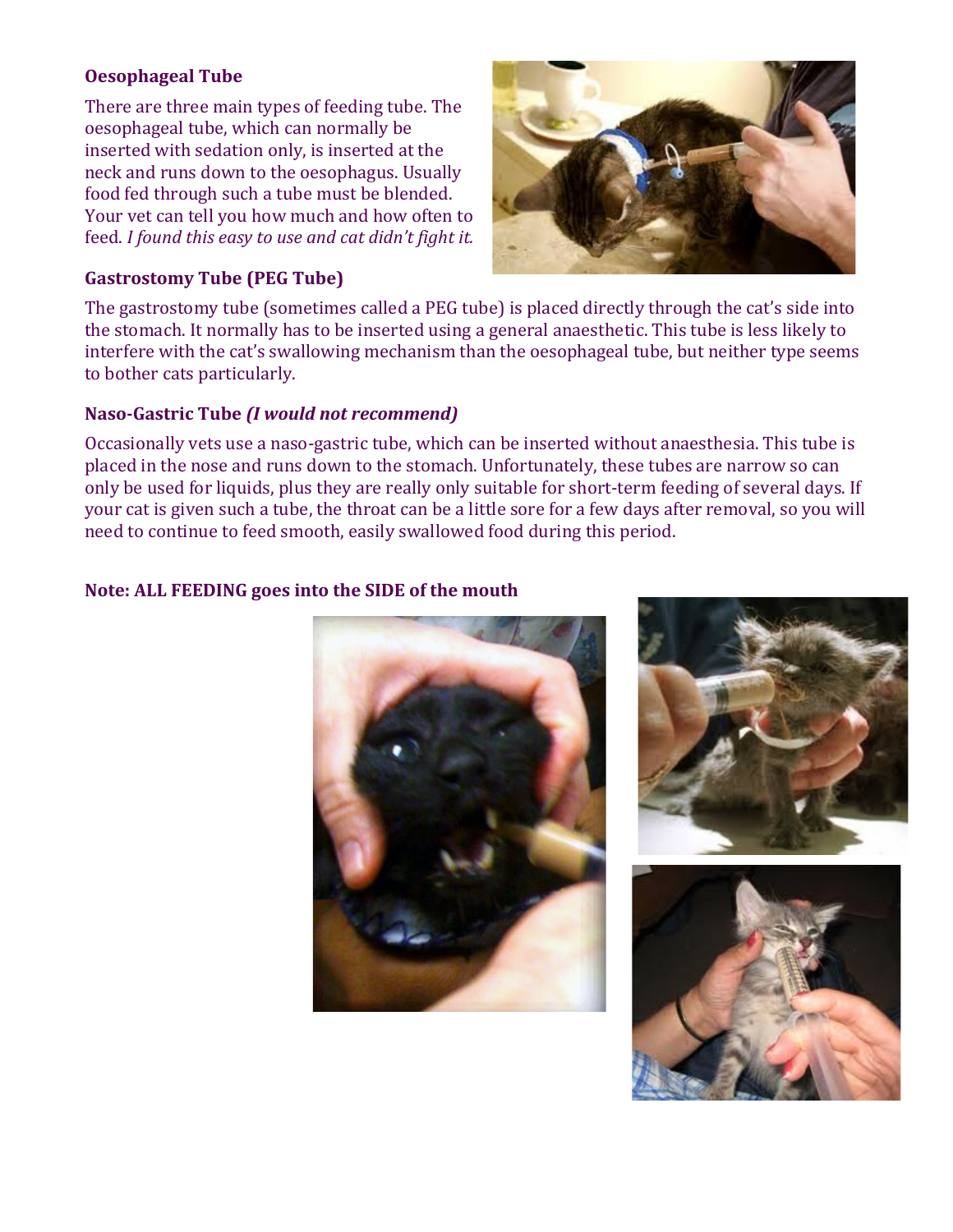### Oesophageal Tube

There are three main types of feeding tube. The oesophageal tube, which can normally be inserted with sedation only, is inserted at the neck and runs down to the oesophagus. Usually food fed through such a tube must be blended. Your vet can tell you how much and how often to feed. *I found this easy to use and cat didn't fight it.*

### Gastrostomy Tube (PEG Tube)

The gastrostomy tube (sometimes called a PEG tube) is placed directly through the cat's side into the stomach. It normally has to be inserted using a general anaesthetic. This tube is less likely to interfere with the cat's swallowing mechanism than the oesophageal tube, but neither type seems to bother cats particularly.

### Naso-Gastric Tube *(I would not recommend)*

Occasionally vets use a naso-gastric tube, which can be inserted without anaesthesia. This tube is placed in the nose and runs down to the stomach. Unfortunately, these tubes are narrow so can only be used for liquids, plus they are really only suitable for short-term feeding of several days. If your cat is given such a tube, the throat can be a little sore for a few days after removal, so you will need to continue to feed smooth, easily swallowed food during this period.

**Note: ALL FEEDING goes into the SIDE of the mouth**